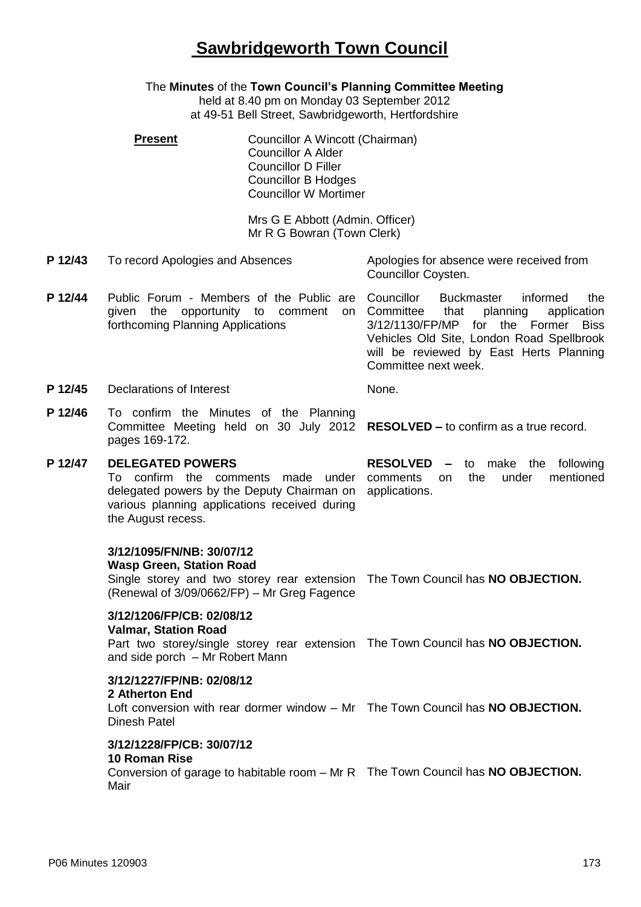# Sawbridgeworth Town Council

The **Minutes** of the **Town Council's Planning Committee Meeting**
held at 8.40 pm on Monday 03 September 2012
at 49-51 Bell Street, Sawbridgeworth, Hertfordshire

**Present**

Councillor A Wincott (Chairman)
Councillor A Alder
Councillor D Filler
Councillor B Hodges
Councillor W Mortimer

Mrs G E Abbott (Admin. Officer)
Mr R G Bowran (Town Clerk)

**P 12/43** To record Apologies and Absences

Apologies for absence were received from Councillor Coysten.

**P 12/44** Public Forum - Members of the Public are given the opportunity to comment on forthcoming Planning Applications

Councillor Buckmaster informed the Committee that planning application 3/12/1130/FP/MP for the Former Biss Vehicles Old Site, London Road Spellbrook will be reviewed by East Herts Planning Committee next week.

**P 12/45** Declarations of Interest

None.

**P 12/46** To confirm the Minutes of the Planning Committee Meeting held on 30 July 2012 pages 169-172.

**RESOLVED –** to confirm as a true record.

**P 12/47** **DELEGATED POWERS**
To confirm the comments made under delegated powers by the Deputy Chairman on various planning applications received during the August recess.

**RESOLVED –** to make the following comments on the under mentioned applications.

**3/12/1095/FN/NB: 30/07/12**
**Wasp Green, Station Road**
Single storey and two storey rear extension (Renewal of 3/09/0662/FP) – Mr Greg Fagence

The Town Council has **NO OBJECTION.**

**3/12/1206/FP/CB: 02/08/12**
**Valmar, Station Road**
Part two storey/single storey rear extension and side porch – Mr Robert Mann

The Town Council has **NO OBJECTION.**

**3/12/1227/FP/NB: 02/08/12**
**2 Atherton End**
Loft conversion with rear dormer window – Mr Dinesh Patel

The Town Council has **NO OBJECTION.**

**3/12/1228/FP/CB: 30/07/12**
**10 Roman Rise**
Conversion of garage to habitable room – Mr R Mair

The Town Council has **NO OBJECTION.**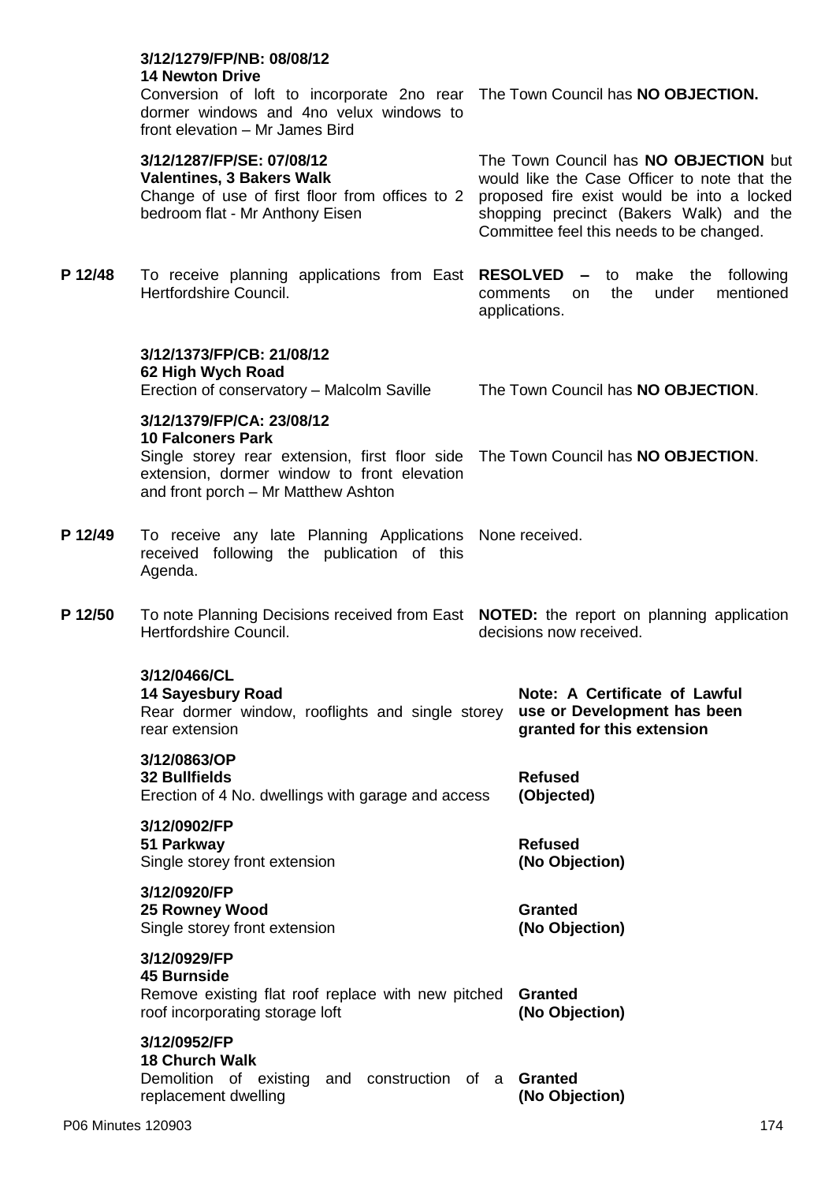| | | |
|---|---|---|
| | **3/12/1279/FP/NB: 08/08/12**<br>**14 Newton Drive**<br>Conversion of loft to incorporate 2no rear dormer windows and 4no velux windows to front elevation – Mr James Bird | The Town Council has **NO OBJECTION.** |
| | **3/12/1287/FP/SE: 07/08/12**<br>**Valentines, 3 Bakers Walk**<br>Change of use of first floor from offices to 2 bedroom flat - Mr Anthony Eisen | The Town Council has **NO OBJECTION** but would like the Case Officer to note that the proposed fire exist would be into a locked shopping precinct (Bakers Walk) and the Committee feel this needs to be changed. |
| **P 12/48** | To receive planning applications from East Hertfordshire Council. | **RESOLVED –** to make the following comments on the under mentioned applications. |
| | **3/12/1373/FP/CB: 21/08/12**<br>**62 High Wych Road**<br>Erection of conservatory – Malcolm Saville | The Town Council has **NO OBJECTION**. |
| | **3/12/1379/FP/CA: 23/08/12**<br>**10 Falconers Park**<br>Single storey rear extension, first floor side extension, dormer window to front elevation and front porch – Mr Matthew Ashton | The Town Council has **NO OBJECTION**. |
| **P 12/49** | To receive any late Planning Applications received following the publication of this Agenda. | None received. |
| **P 12/50** | To note Planning Decisions received from East Hertfordshire Council. | **NOTED:** the report on planning application decisions now received. |

| | |
|---|---|
| **3/12/0466/CL**<br>**14 Sayesbury Road**<br>Rear dormer window, rooflights and single storey rear extension | **Note: A Certificate of Lawful use or Development has been granted for this extension** |
| **3/12/0863/OP**<br>**32 Bullfields**<br>Erection of 4 No. dwellings with garage and access | **Refused**<br>**(Objected)** |
| **3/12/0902/FP**<br>**51 Parkway**<br>Single storey front extension | **Refused**<br>**(No Objection)** |
| **3/12/0920/FP**<br>**25 Rowney Wood**<br>Single storey front extension | **Granted**<br>**(No Objection)** |
| **3/12/0929/FP**<br>**45 Burnside**<br>Remove existing flat roof replace with new pitched roof incorporating storage loft | **Granted**<br>**(No Objection)** |
| **3/12/0952/FP**<br>**18 Church Walk**<br>Demolition of existing and construction of a replacement dwelling | **Granted**<br>**(No Objection)** |

P06 Minutes 120903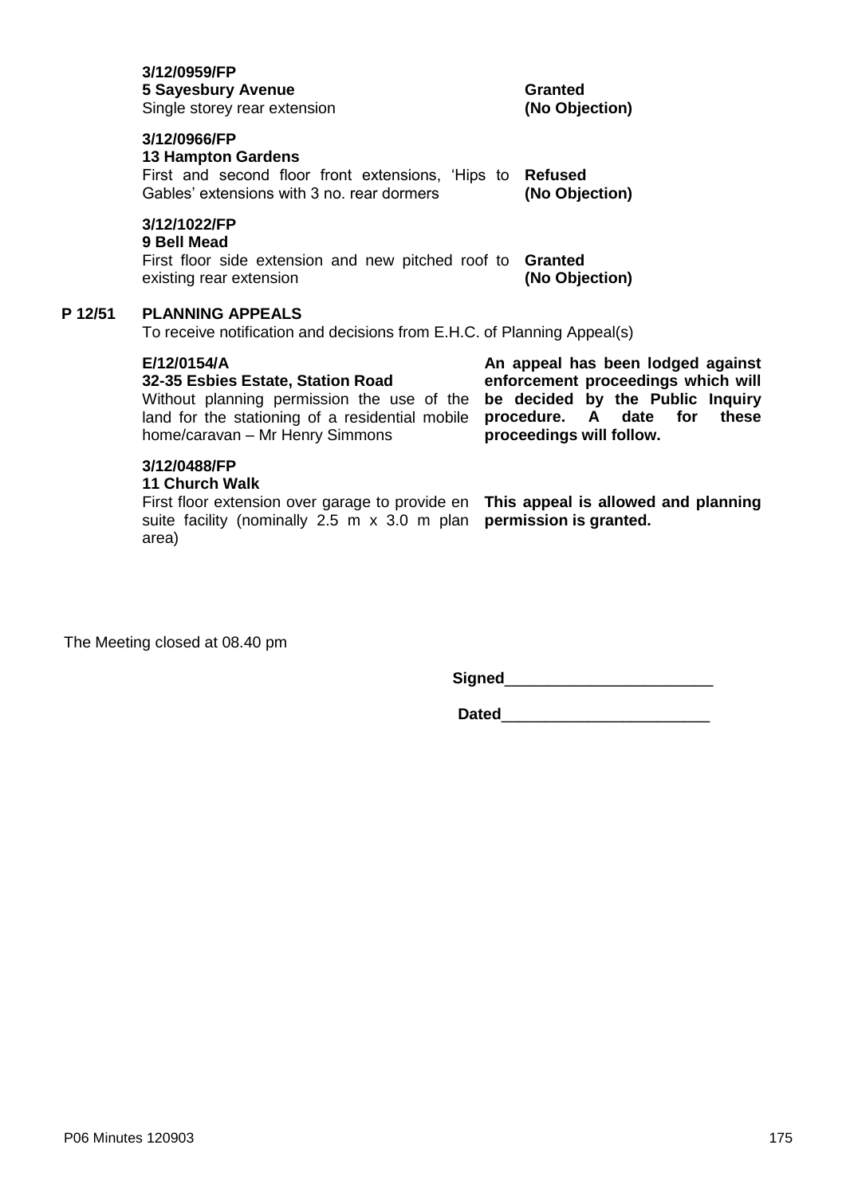**3/12/0959/FP**
**5 Sayesbury Avenue**
Single storey rear extension

**Granted**
**(No Objection)**

**3/12/0966/FP**
**13 Hampton Gardens**
First and second floor front extensions, 'Hips to Gables' extensions with 3 no. rear dormers

**Refused**
**(No Objection)**

**3/12/1022/FP**
**9 Bell Mead**
First floor side extension and new pitched roof to existing rear extension

**Granted**
**(No Objection)**

## P 12/51 PLANNING APPEALS

To receive notification and decisions from E.H.C. of Planning Appeal(s)

**E/12/0154/A**
**32-35 Esbies Estate, Station Road**
Without planning permission the use of the land for the stationing of a residential mobile home/caravan – Mr Henry Simmons

**An appeal has been lodged against enforcement proceedings which will be decided by the Public Inquiry procedure. A date for these proceedings will follow.**

**3/12/0488/FP**
**11 Church Walk**
First floor extension over garage to provide en suite facility (nominally 2.5 m x 3.0 m plan area)

**This appeal is allowed and planning permission is granted.**

The Meeting closed at 08.40 pm

**Signed**________________________

**Dated**________________________